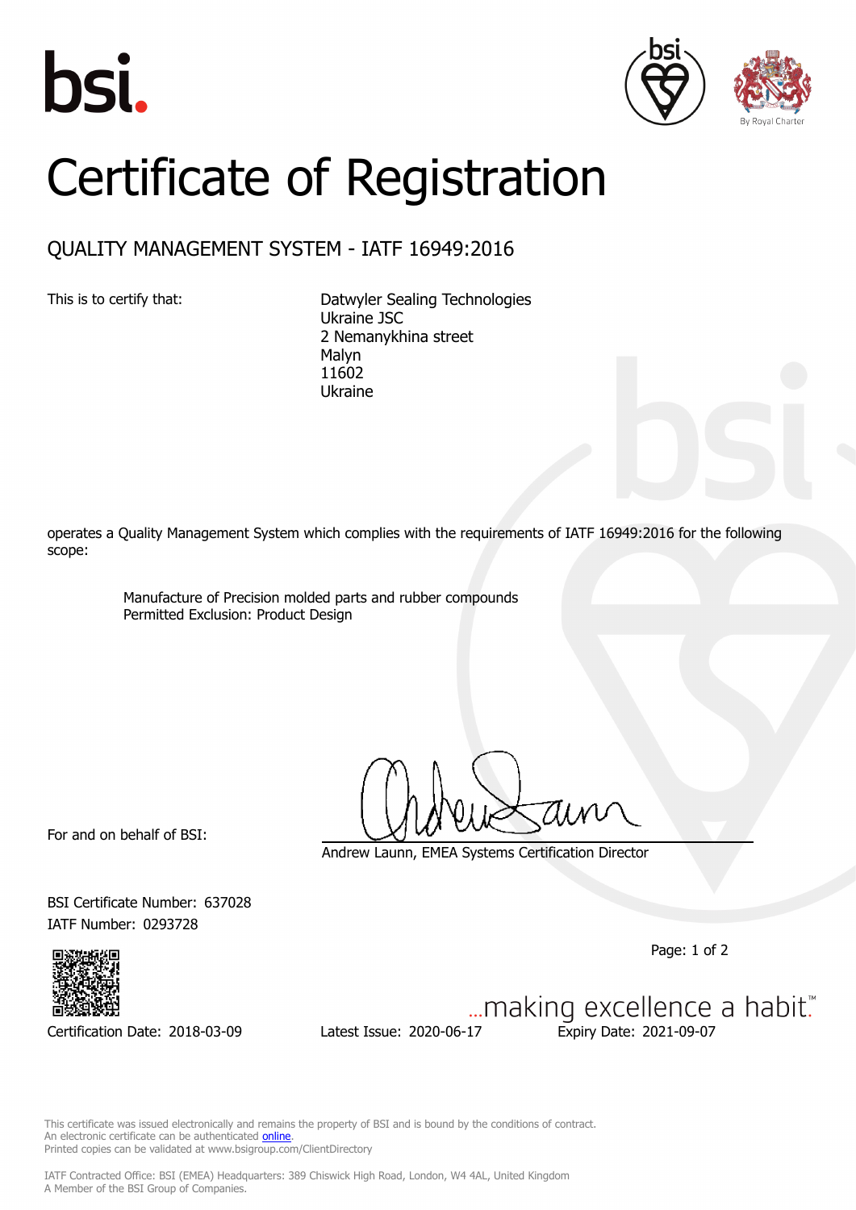# Certificate of Registration

## QUALITY MANAGEMENT SYSTEM - IATF 16949:2016

This is to certify that:

Datwyler Sealing Technologies
Ukraine JSC
2 Nemanykhina street
Malyn
11602
Ukraine

operates a Quality Management System which complies with the requirements of IATF 16949:2016 for the following scope:

Manufacture of Precision molded parts and rubber compounds
Permitted Exclusion: Product Design

For and on behalf of BSI:

Andrew Launn, EMEA Systems Certification Director

BSI Certificate Number: 637028
IATF Number: 0293728

...making excellence a habit.™

Certification Date: 2018-03-09 Latest Issue: 2020-06-17 Expiry Date: 2021-09-07

This certificate was issued electronically and remains the property of BSI and is bound by the conditions of contract.
An electronic certificate can be authenticated online.
Printed copies can be validated at www.bsigroup.com/ClientDirectory

IATF Contracted Office: BSI (EMEA) Headquarters: 389 Chiswick High Road, London, W4 4AL, United Kingdom
A Member of the BSI Group of Companies.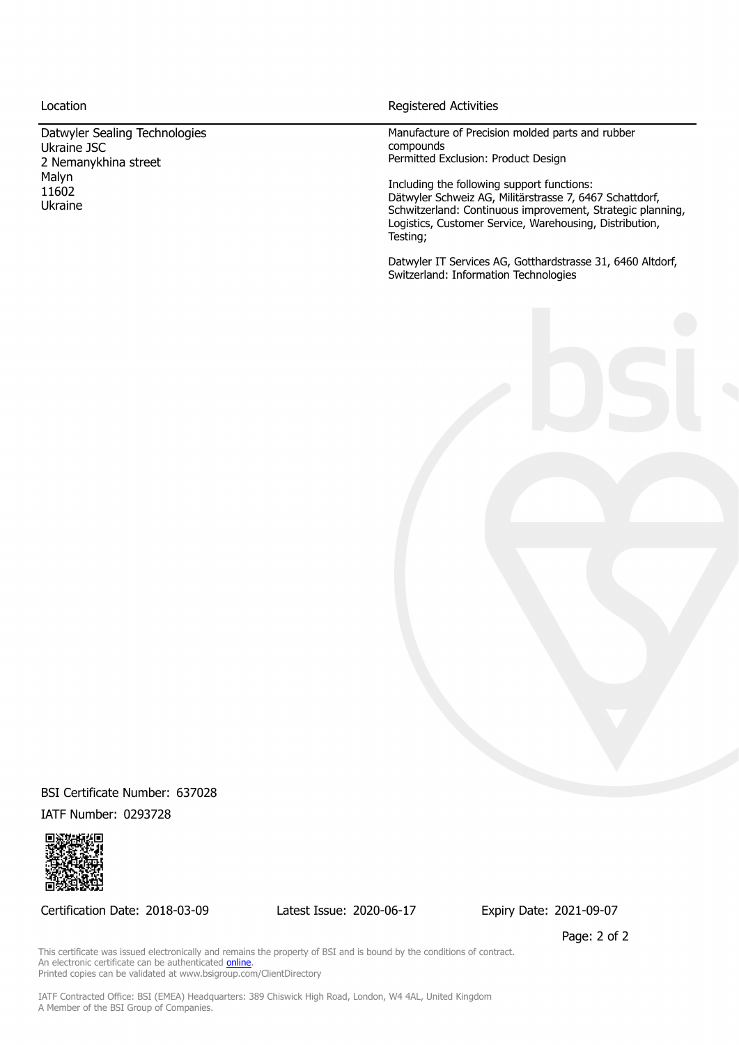| Location | Registered Activities |
| --- | --- |
| Datwyler Sealing Technologies Ukraine JSC<br>2 Nemanykhina street<br>Malyn<br>11602<br>Ukraine | Manufacture of Precision molded parts and rubber compounds<br>Permitted Exclusion: Product Design<br><br>Including the following support functions:<br>Dätwyler Schweiz AG, Militärstrasse 7, 6467 Schattdorf, Schwitzerland: Continuous improvement, Strategic planning, Logistics, Customer Service, Warehousing, Distribution, Testing;<br><br>Datwyler IT Services AG, Gotthardstrasse 31, 6460 Altdorf, Switzerland: Information Technologies |

BSI Certificate Number: 637028

IATF Number: 0293728

Certification Date: 2018-03-09 Latest Issue: 2020-06-17 Expiry Date: 2021-09-07

This certificate was issued electronically and remains the property of BSI and is bound by the conditions of contract.
An electronic certificate can be authenticated online.
Printed copies can be validated at www.bsigroup.com/ClientDirectory

IATF Contracted Office: BSI (EMEA) Headquarters: 389 Chiswick High Road, London, W4 4AL, United Kingdom
A Member of the BSI Group of Companies.